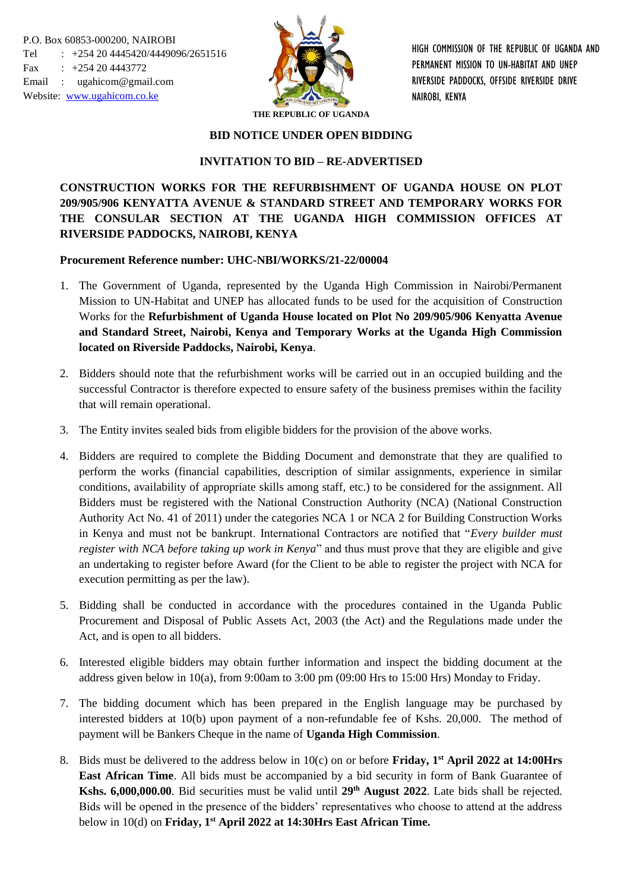P.O. Box 60853-000200, NAIROBI
Tel : +254 20 4445420/4449096/2651516
Fax : +254 20 4443772
Email : ugahicom@gmail.com
Website: www.ugahicom.co.ke

THE REPUBLIC OF UGANDA

HIGH COMMISSION OF THE REPUBLIC OF UGANDA AND PERMANENT MISSION TO UN-HABITAT AND UNEP
RIVERSIDE PADDOCKS, OFFSIDE RIVERSIDE DRIVE
NAIROBI, KENYA

**BID NOTICE UNDER OPEN BIDDING**

**INVITATION TO BID – RE-ADVERTISED**

**CONSTRUCTION WORKS FOR THE REFURBISHMENT OF UGANDA HOUSE ON PLOT 209/905/906 KENYATTA AVENUE & STANDARD STREET AND TEMPORARY WORKS FOR THE CONSULAR SECTION AT THE UGANDA HIGH COMMISSION OFFICES AT RIVERSIDE PADDOCKS, NAIROBI, KENYA**

**Procurement Reference number: UHC-NBI/WORKS/21-22/00004**

1. The Government of Uganda, represented by the Uganda High Commission in Nairobi/Permanent Mission to UN-Habitat and UNEP has allocated funds to be used for the acquisition of Construction Works for the **Refurbishment of Uganda House located on Plot No 209/905/906 Kenyatta Avenue and Standard Street, Nairobi, Kenya and Temporary Works at the Uganda High Commission located on Riverside Paddocks, Nairobi, Kenya**.

2. Bidders should note that the refurbishment works will be carried out in an occupied building and the successful Contractor is therefore expected to ensure safety of the business premises within the facility that will remain operational.

3. The Entity invites sealed bids from eligible bidders for the provision of the above works.

4. Bidders are required to complete the Bidding Document and demonstrate that they are qualified to perform the works (financial capabilities, description of similar assignments, experience in similar conditions, availability of appropriate skills among staff, etc.) to be considered for the assignment. All Bidders must be registered with the National Construction Authority (NCA) (National Construction Authority Act No. 41 of 2011) under the categories NCA 1 or NCA 2 for Building Construction Works in Kenya and must not be bankrupt. International Contractors are notified that "*Every builder must register with NCA before taking up work in Kenya*" and thus must prove that they are eligible and give an undertaking to register before Award (for the Client to be able to register the project with NCA for execution permitting as per the law).

5. Bidding shall be conducted in accordance with the procedures contained in the Uganda Public Procurement and Disposal of Public Assets Act, 2003 (the Act) and the Regulations made under the Act, and is open to all bidders.

6. Interested eligible bidders may obtain further information and inspect the bidding document at the address given below in 10(a), from 9:00am to 3:00 pm (09:00 Hrs to 15:00 Hrs) Monday to Friday.

7. The bidding document which has been prepared in the English language may be purchased by interested bidders at 10(b) upon payment of a non-refundable fee of Kshs. 20,000. The method of payment will be Bankers Cheque in the name of **Uganda High Commission**.

8. Bids must be delivered to the address below in 10(c) on or before **Friday, 1st April 2022 at 14:00Hrs East African Time**. All bids must be accompanied by a bid security in form of Bank Guarantee of **Kshs. 6,000,000.00**. Bid securities must be valid until **29th August 2022**. Late bids shall be rejected. Bids will be opened in the presence of the bidders' representatives who choose to attend at the address below in 10(d) on **Friday, 1st April 2022 at 14:30Hrs East African Time.**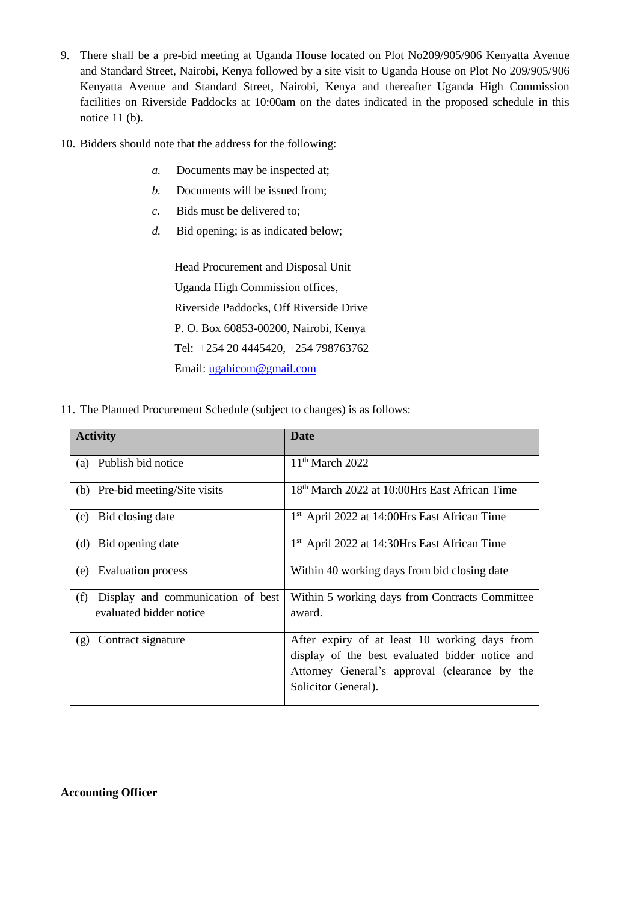9. There shall be a pre-bid meeting at Uganda House located on Plot No209/905/906 Kenyatta Avenue and Standard Street, Nairobi, Kenya followed by a site visit to Uganda House on Plot No 209/905/906 Kenyatta Avenue and Standard Street, Nairobi, Kenya and thereafter Uganda High Commission facilities on Riverside Paddocks at 10:00am on the dates indicated in the proposed schedule in this notice 11 (b).

10. Bidders should note that the address for the following:

    *a.* Documents may be inspected at;

    *b.* Documents will be issued from;

    *c.* Bids must be delivered to;

    *d.* Bid opening; is as indicated below;

    Head Procurement and Disposal Unit
    Uganda High Commission offices,
    Riverside Paddocks, Off Riverside Drive
    P. O. Box 60853-00200, Nairobi, Kenya
    Tel: +254 20 4445420, +254 798763762
    Email: ugahicom@gmail.com

11. The Planned Procurement Schedule (subject to changes) is as follows:

| Activity | Date |
|---|---|
| (a) Publish bid notice | 11th March 2022 |
| (b) Pre-bid meeting/Site visits | 18th March 2022 at 10:00Hrs East African Time |
| (c) Bid closing date | 1st April 2022 at 14:00Hrs East African Time |
| (d) Bid opening date | 1st April 2022 at 14:30Hrs East African Time |
| (e) Evaluation process | Within 40 working days from bid closing date |
| (f) Display and communication of best evaluated bidder notice | Within 5 working days from Contracts Committee award. |
| (g) Contract signature | After expiry of at least 10 working days from display of the best evaluated bidder notice and Attorney General's approval (clearance by the Solicitor General). |

**Accounting Officer**